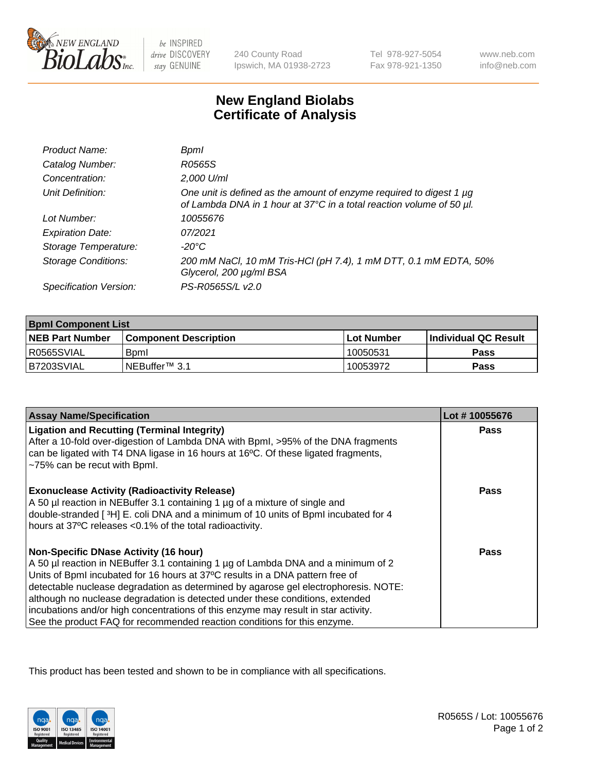# New England Biolabs
# Certificate of Analysis

| | |
|---|---|
| *Product Name:* | *BpmI* |
| *Catalog Number:* | *R0565S* |
| *Concentration:* | *2,000 U/ml* |
| *Unit Definition:* | *One unit is defined as the amount of enzyme required to digest 1 µg of Lambda DNA in 1 hour at 37°C in a total reaction volume of 50 µl.* |
| *Lot Number:* | *10055676* |
| *Expiration Date:* | *07/2021* |
| *Storage Temperature:* | *-20°C* |
| *Storage Conditions:* | *200 mM NaCl, 10 mM Tris-HCl (pH 7.4), 1 mM DTT, 0.1 mM EDTA, 50% Glycerol, 200 µg/ml BSA* |
| *Specification Version:* | *PS-R0565S/L v2.0* |

| **BpmI Component List** | | | |
|---|---|---|---|
| **NEB Part Number** | **Component Description** | **Lot Number** | **Individual QC Result** |
| R0565SVIAL | BpmI | 10050531 | **Pass** |
| B7203SVIAL | NEBuffer™ 3.1 | 10053972 | **Pass** |

| **Assay Name/Specification** | **Lot # 10055676** |
|---|---|
| **Ligation and Recutting (Terminal Integrity)** After a 10-fold over-digestion of Lambda DNA with BpmI, >95% of the DNA fragments can be ligated with T4 DNA ligase in 16 hours at 16ºC. Of these ligated fragments, ~75% can be recut with BpmI. | **Pass** |
| **Exonuclease Activity (Radioactivity Release)** A 50 µl reaction in NEBuffer 3.1 containing 1 µg of a mixture of single and double-stranded [ $^{3}$H] E. coli DNA and a minimum of 10 units of BpmI incubated for 4 hours at 37ºC releases <0.1% of the total radioactivity. | **Pass** |
| **Non-Specific DNase Activity (16 hour)** A 50 µl reaction in NEBuffer 3.1 containing 1 µg of Lambda DNA and a minimum of 2 Units of BpmI incubated for 16 hours at 37ºC results in a DNA pattern free of detectable nuclease degradation as determined by agarose gel electrophoresis. NOTE: although no nuclease degradation is detected under these conditions, extended incubations and/or high concentrations of this enzyme may result in star activity. See the product FAQ for recommended reaction conditions for this enzyme. | **Pass** |

This product has been tested and shown to be in compliance with all specifications.

R0565S / Lot: 10055676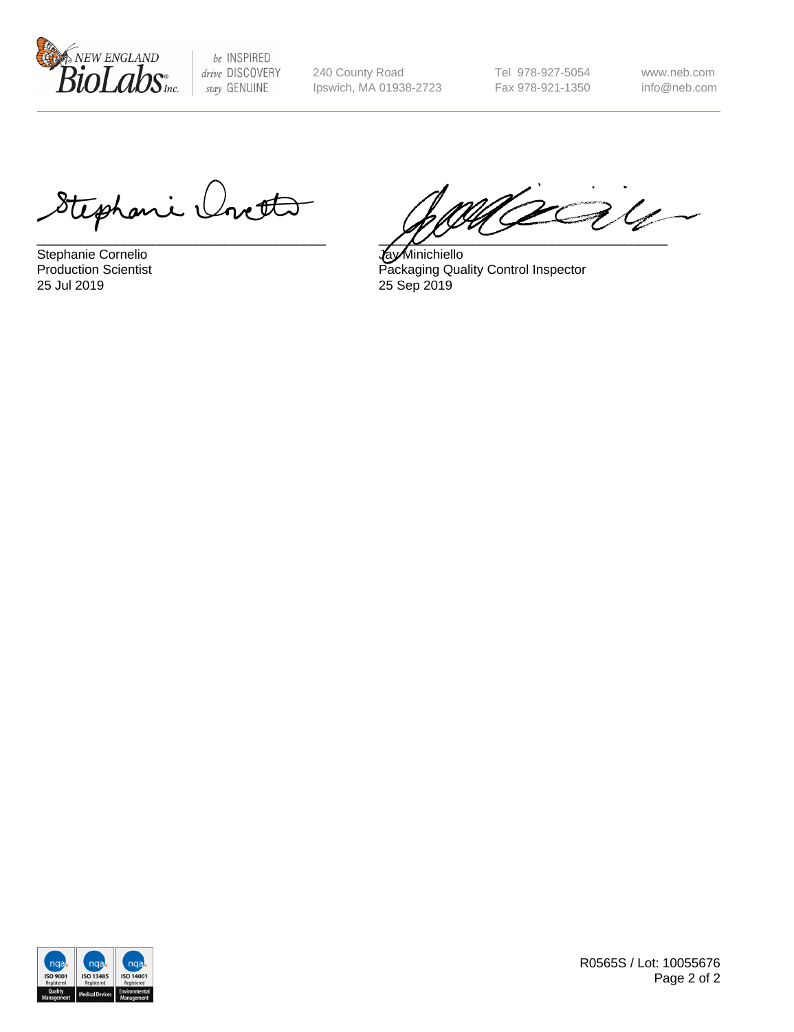Stephanie Cornelio
Production Scientist
25 Jul 2019

Jay Minichiello
Packaging Quality Control Inspector
25 Sep 2019

R0565S / Lot: 10055676